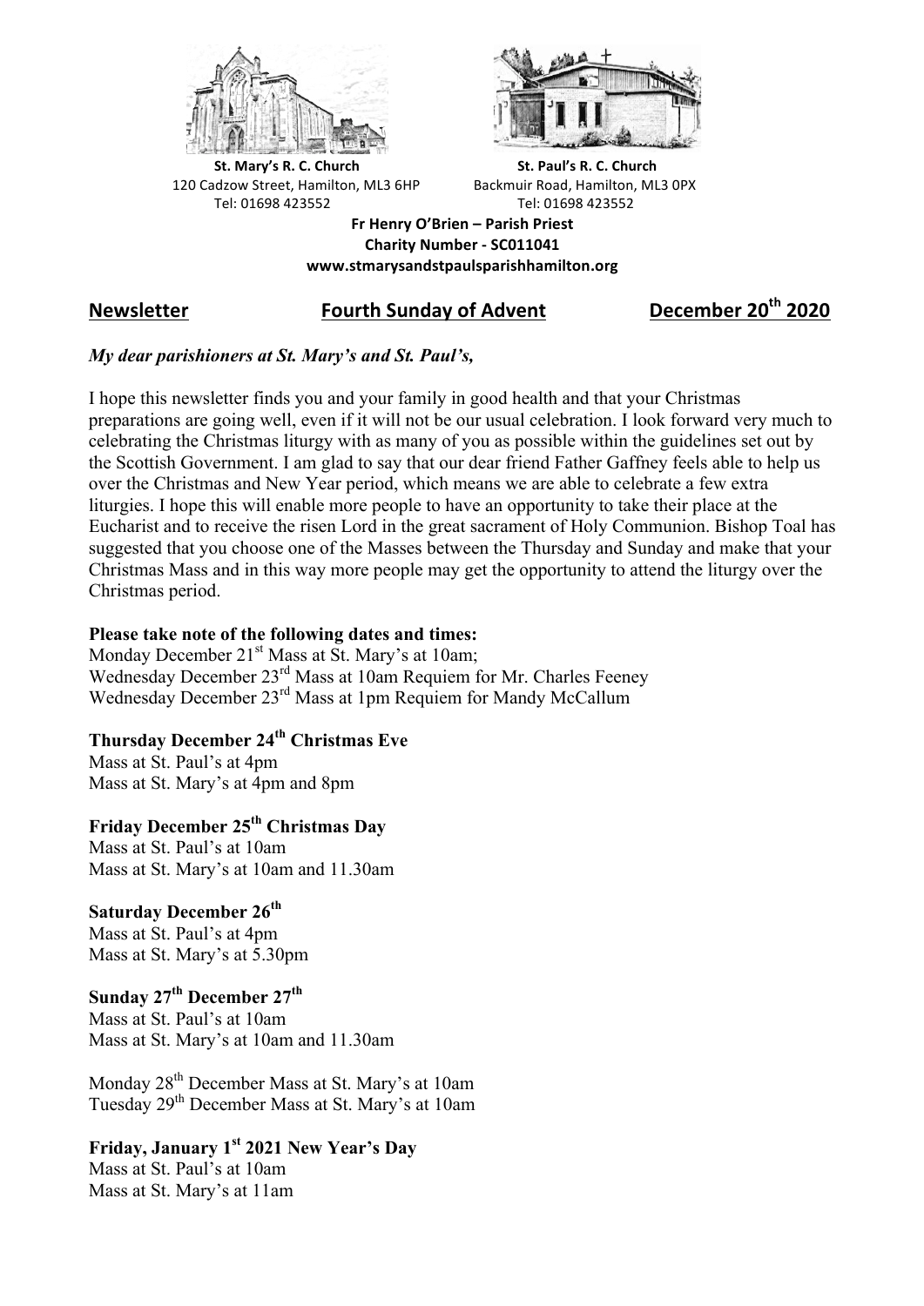**St. Mary's R. C. Church**
120 Cadzow Street, Hamilton, ML3 6HP
Tel: 01698 423552

**St. Paul's R. C. Church**
Backmuir Road, Hamilton, ML3 0PX
Tel: 01698 423552

**Fr Henry O'Brien – Parish Priest**
**Charity Number - SC011041**
**www.stmarysandstpaulsparishhamilton.org**

## Newsletter — Fourth Sunday of Advent — December 20th 2020

***My dear parishioners at St. Mary's and St. Paul's,***

I hope this newsletter finds you and your family in good health and that your Christmas preparations are going well, even if it will not be our usual celebration. I look forward very much to celebrating the Christmas liturgy with as many of you as possible within the guidelines set out by the Scottish Government. I am glad to say that our dear friend Father Gaffney feels able to help us over the Christmas and New Year period, which means we are able to celebrate a few extra liturgies. I hope this will enable more people to have an opportunity to take their place at the Eucharist and to receive the risen Lord in the great sacrament of Holy Communion. Bishop Toal has suggested that you choose one of the Masses between the Thursday and Sunday and make that your Christmas Mass and in this way more people may get the opportunity to attend the liturgy over the Christmas period.

**Please take note of the following dates and times:**
Monday December 21st Mass at St. Mary's at 10am;
Wednesday December 23rd Mass at 10am Requiem for Mr. Charles Feeney
Wednesday December 23rd Mass at 1pm Requiem for Mandy McCallum

**Thursday December 24th Christmas Eve**
Mass at St. Paul's at 4pm
Mass at St. Mary's at 4pm and 8pm

**Friday December 25th Christmas Day**
Mass at St. Paul's at 10am
Mass at St. Mary's at 10am and 11.30am

**Saturday December 26th**
Mass at St. Paul's at 4pm
Mass at St. Mary's at 5.30pm

**Sunday 27th December 27th**
Mass at St. Paul's at 10am
Mass at St. Mary's at 10am and 11.30am

Monday 28th December Mass at St. Mary's at 10am
Tuesday 29th December Mass at St. Mary's at 10am

**Friday, January 1st 2021 New Year's Day**
Mass at St. Paul's at 10am
Mass at St. Mary's at 11am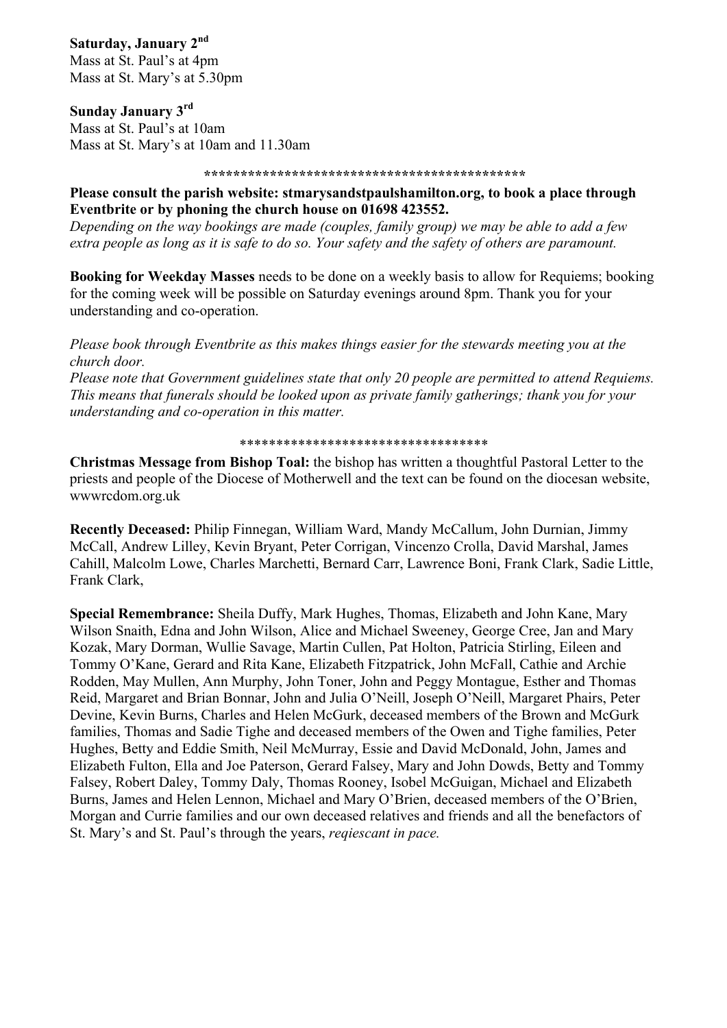**Saturday, January 2nd**
Mass at St. Paul's at 4pm
Mass at St. Mary's at 5.30pm

**Sunday January 3rd**
Mass at St. Paul's at 10am
Mass at St. Mary's at 10am and 11.30am

*********************************************

**Please consult the parish website: stmarysandstpaulshamilton.org, to book a place through Eventbrite or by phoning the church house on 01698 423552.**

*Depending on the way bookings are made (couples, family group) we may be able to add a few extra people as long as it is safe to do so. Your safety and the safety of others are paramount.*

**Booking for Weekday Masses** needs to be done on a weekly basis to allow for Requiems; booking for the coming week will be possible on Saturday evenings around 8pm. Thank you for your understanding and co-operation.

*Please book through Eventbrite as this makes things easier for the stewards meeting you at the church door.*

*Please note that Government guidelines state that only 20 people are permitted to attend Requiems. This means that funerals should be looked upon as private family gatherings; thank you for your understanding and co-operation in this matter.*

**********************************

**Christmas Message from Bishop Toal:** the bishop has written a thoughtful Pastoral Letter to the priests and people of the Diocese of Motherwell and the text can be found on the diocesan website, wwwrcdom.org.uk

**Recently Deceased:** Philip Finnegan, William Ward, Mandy McCallum, John Durnian, Jimmy McCall, Andrew Lilley, Kevin Bryant, Peter Corrigan, Vincenzo Crolla, David Marshal, James Cahill, Malcolm Lowe, Charles Marchetti, Bernard Carr, Lawrence Boni, Frank Clark, Sadie Little, Frank Clark,

**Special Remembrance:** Sheila Duffy, Mark Hughes, Thomas, Elizabeth and John Kane, Mary Wilson Snaith, Edna and John Wilson, Alice and Michael Sweeney, George Cree, Jan and Mary Kozak, Mary Dorman, Wullie Savage, Martin Cullen, Pat Holton, Patricia Stirling, Eileen and Tommy O'Kane, Gerard and Rita Kane, Elizabeth Fitzpatrick, John McFall, Cathie and Archie Rodden, May Mullen, Ann Murphy, John Toner, John and Peggy Montague, Esther and Thomas Reid, Margaret and Brian Bonnar, John and Julia O'Neill, Joseph O'Neill, Margaret Phairs, Peter Devine, Kevin Burns, Charles and Helen McGurk, deceased members of the Brown and McGurk families, Thomas and Sadie Tighe and deceased members of the Owen and Tighe families, Peter Hughes, Betty and Eddie Smith, Neil McMurray, Essie and David McDonald, John, James and Elizabeth Fulton, Ella and Joe Paterson, Gerard Falsey, Mary and John Dowds, Betty and Tommy Falsey, Robert Daley, Tommy Daly, Thomas Rooney, Isobel McGuigan, Michael and Elizabeth Burns, James and Helen Lennon, Michael and Mary O'Brien, deceased members of the O'Brien, Morgan and Currie families and our own deceased relatives and friends and all the benefactors of St. Mary's and St. Paul's through the years, *reqiescant in pace.*